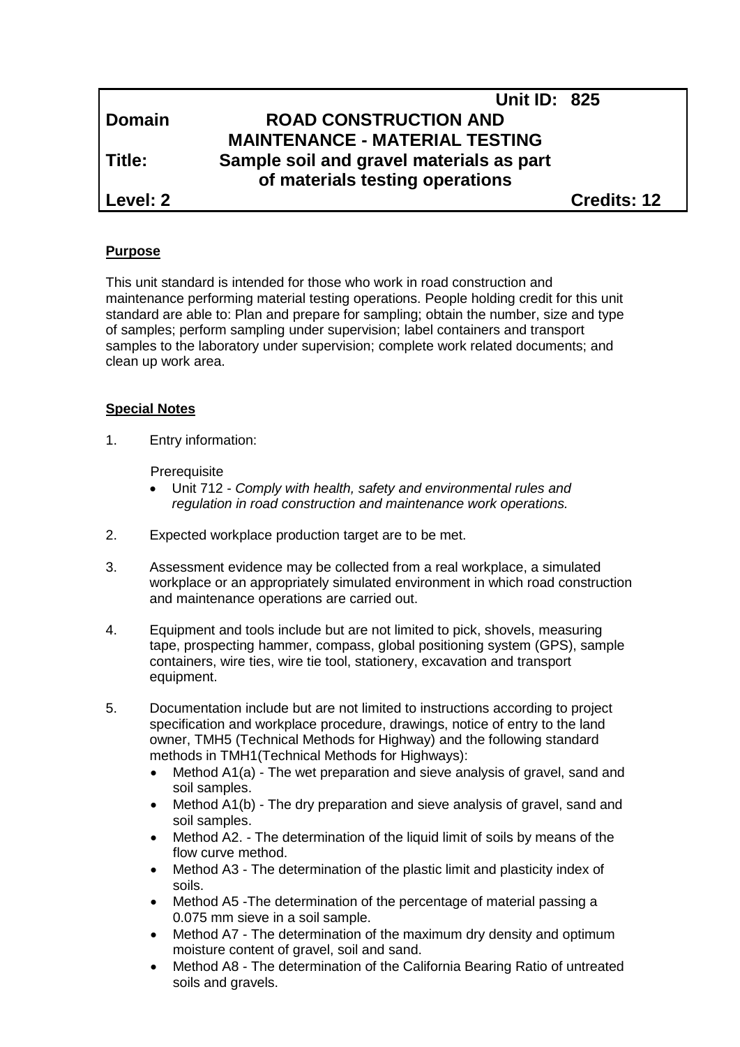| | Unit ID: 825 |
|---|---|
| **Domain** | **ROAD CONSTRUCTION AND MAINTENANCE - MATERIAL TESTING** |
| **Title:** | **Sample soil and gravel materials as part of materials testing operations** |
| **Level: 2** | **Credits: 12** |

## Purpose

This unit standard is intended for those who work in road construction and maintenance performing material testing operations. People holding credit for this unit standard are able to: Plan and prepare for sampling; obtain the number, size and type of samples; perform sampling under supervision; label containers and transport samples to the laboratory under supervision; complete work related documents; and clean up work area.

## Special Notes

1. Entry information:

   Prerequisite
   - Unit 712 - *Comply with health, safety and environmental rules and regulation in road construction and maintenance work operations.*

2. Expected workplace production target are to be met.

3. Assessment evidence may be collected from a real workplace, a simulated workplace or an appropriately simulated environment in which road construction and maintenance operations are carried out.

4. Equipment and tools include but are not limited to pick, shovels, measuring tape, prospecting hammer, compass, global positioning system (GPS), sample containers, wire ties, wire tie tool, stationery, excavation and transport equipment.

5. Documentation include but are not limited to instructions according to project specification and workplace procedure, drawings, notice of entry to the land owner, TMH5 (Technical Methods for Highway) and the following standard methods in TMH1(Technical Methods for Highways):
   - Method A1(a) - The wet preparation and sieve analysis of gravel, sand and soil samples.
   - Method A1(b) - The dry preparation and sieve analysis of gravel, sand and soil samples.
   - Method A2. - The determination of the liquid limit of soils by means of the flow curve method.
   - Method A3 - The determination of the plastic limit and plasticity index of soils.
   - Method A5 -The determination of the percentage of material passing a 0.075 mm sieve in a soil sample.
   - Method A7 - The determination of the maximum dry density and optimum moisture content of gravel, soil and sand.
   - Method A8 - The determination of the California Bearing Ratio of untreated soils and gravels.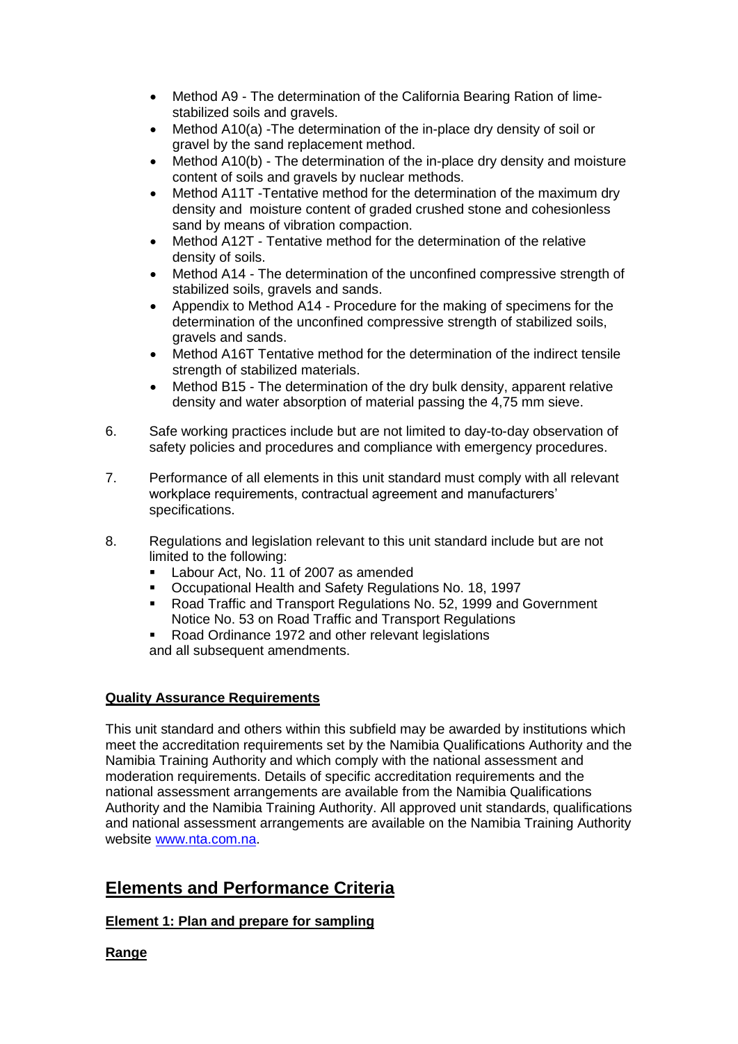- Method A9 - The determination of the California Bearing Ration of lime-stabilized soils and gravels.
- Method A10(a) -The determination of the in-place dry density of soil or gravel by the sand replacement method.
- Method A10(b) - The determination of the in-place dry density and moisture content of soils and gravels by nuclear methods.
- Method A11T -Tentative method for the determination of the maximum dry density and moisture content of graded crushed stone and cohesionless sand by means of vibration compaction.
- Method A12T - Tentative method for the determination of the relative density of soils.
- Method A14 - The determination of the unconfined compressive strength of stabilized soils, gravels and sands.
- Appendix to Method A14 - Procedure for the making of specimens for the determination of the unconfined compressive strength of stabilized soils, gravels and sands.
- Method A16T Tentative method for the determination of the indirect tensile strength of stabilized materials.
- Method B15 - The determination of the dry bulk density, apparent relative density and water absorption of material passing the 4,75 mm sieve.

6. Safe working practices include but are not limited to day-to-day observation of safety policies and procedures and compliance with emergency procedures.

7. Performance of all elements in this unit standard must comply with all relevant workplace requirements, contractual agreement and manufacturers' specifications.

8. Regulations and legislation relevant to this unit standard include but are not limited to the following:
   - Labour Act, No. 11 of 2007 as amended
   - Occupational Health and Safety Regulations No. 18, 1997
   - Road Traffic and Transport Regulations No. 52, 1999 and Government Notice No. 53 on Road Traffic and Transport Regulations
   - Road Ordinance 1972 and other relevant legislations

   and all subsequent amendments.

**Quality Assurance Requirements**

This unit standard and others within this subfield may be awarded by institutions which meet the accreditation requirements set by the Namibia Qualifications Authority and the Namibia Training Authority and which comply with the national assessment and moderation requirements. Details of specific accreditation requirements and the national assessment arrangements are available from the Namibia Qualifications Authority and the Namibia Training Authority. All approved unit standards, qualifications and national assessment arrangements are available on the Namibia Training Authority website www.nta.com.na.

## Elements and Performance Criteria

**Element 1: Plan and prepare for sampling**

**Range**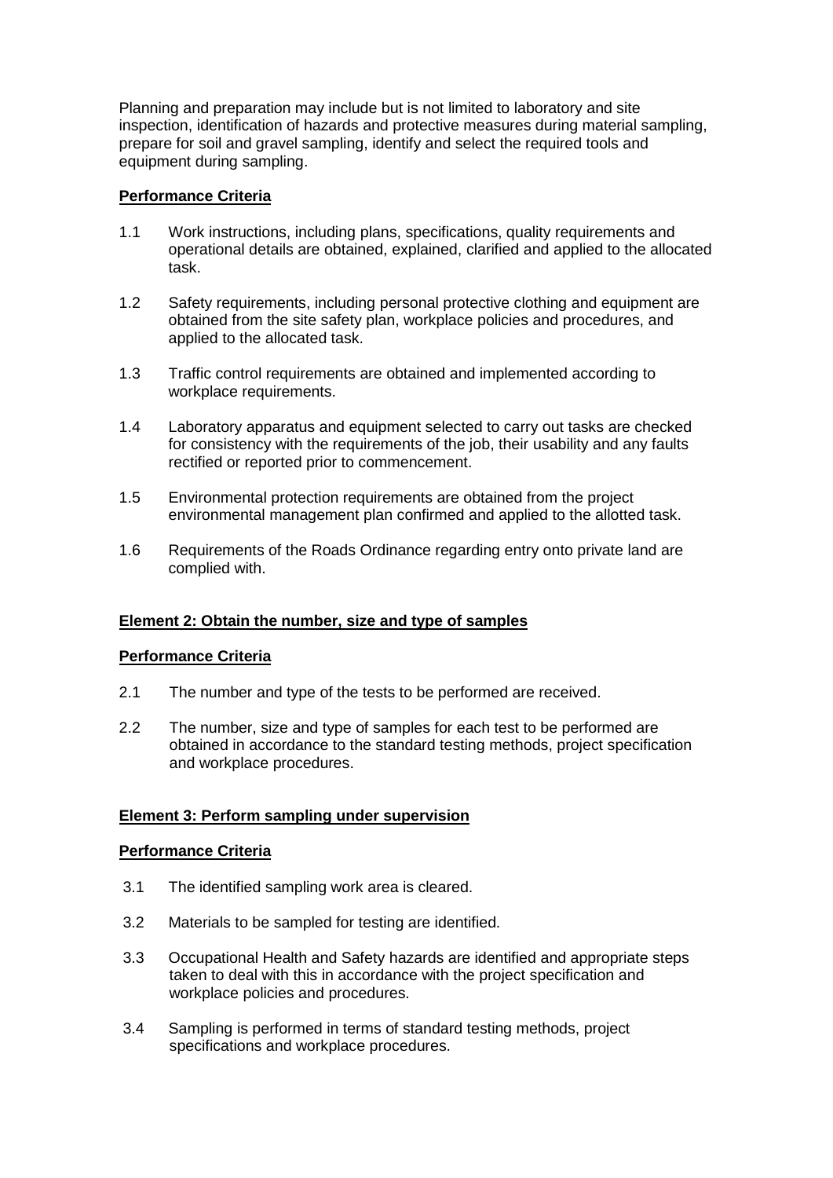Planning and preparation may include but is not limited to laboratory and site inspection, identification of hazards and protective measures during material sampling, prepare for soil and gravel sampling, identify and select the required tools and equipment during sampling.

**Performance Criteria**

1.1 Work instructions, including plans, specifications, quality requirements and operational details are obtained, explained, clarified and applied to the allocated task.

1.2 Safety requirements, including personal protective clothing and equipment are obtained from the site safety plan, workplace policies and procedures, and applied to the allocated task.

1.3 Traffic control requirements are obtained and implemented according to workplace requirements.

1.4 Laboratory apparatus and equipment selected to carry out tasks are checked for consistency with the requirements of the job, their usability and any faults rectified or reported prior to commencement.

1.5 Environmental protection requirements are obtained from the project environmental management plan confirmed and applied to the allotted task.

1.6 Requirements of the Roads Ordinance regarding entry onto private land are complied with.

**Element 2: Obtain the number, size and type of samples**

**Performance Criteria**

2.1 The number and type of the tests to be performed are received.

2.2 The number, size and type of samples for each test to be performed are obtained in accordance to the standard testing methods, project specification and workplace procedures.

**Element 3: Perform sampling under supervision**

**Performance Criteria**

3.1 The identified sampling work area is cleared.

3.2 Materials to be sampled for testing are identified.

3.3 Occupational Health and Safety hazards are identified and appropriate steps taken to deal with this in accordance with the project specification and workplace policies and procedures.

3.4 Sampling is performed in terms of standard testing methods, project specifications and workplace procedures.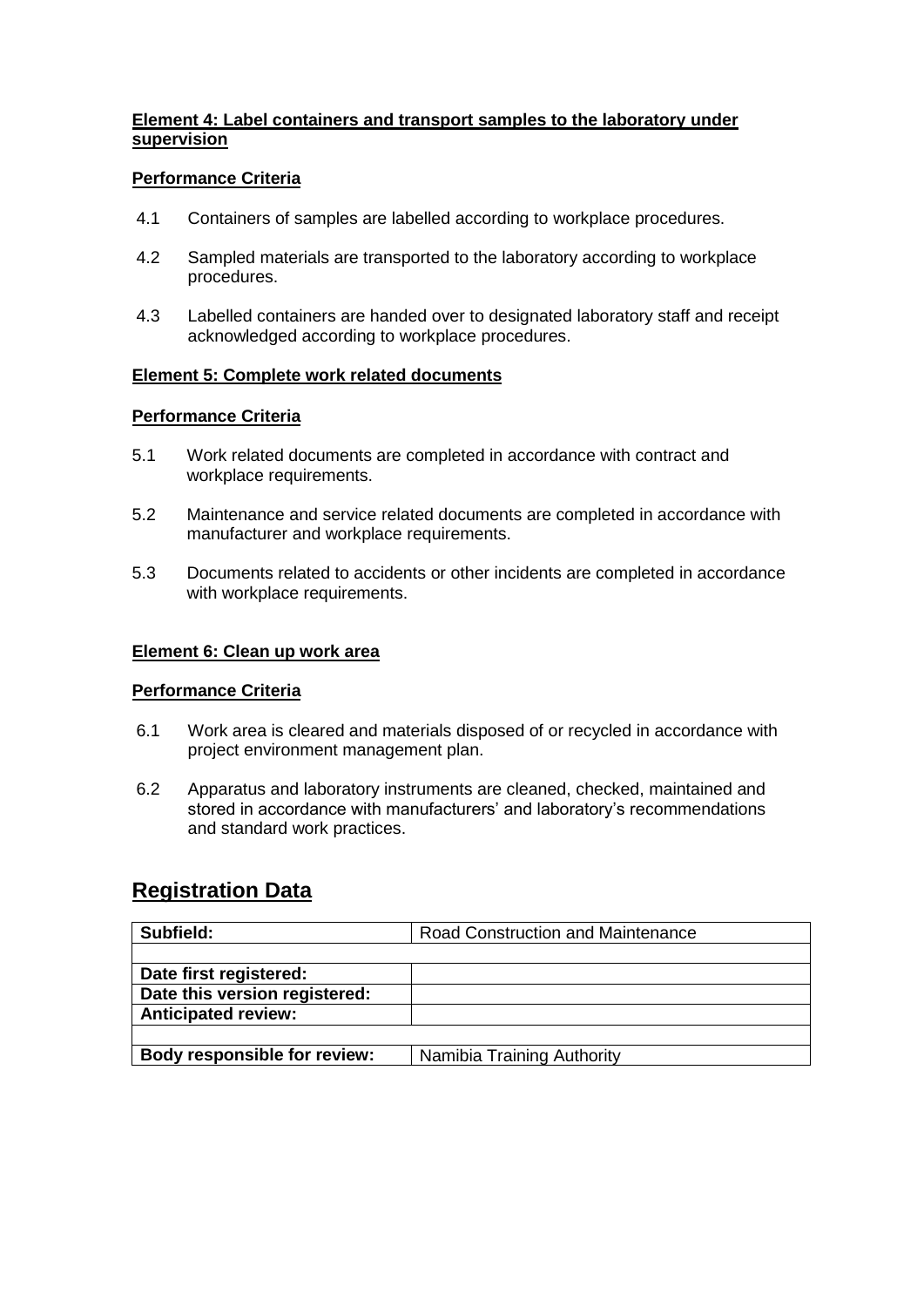**Element 4: Label containers and transport samples to the laboratory under supervision**

**Performance Criteria**

4.1 Containers of samples are labelled according to workplace procedures.

4.2 Sampled materials are transported to the laboratory according to workplace procedures.

4.3 Labelled containers are handed over to designated laboratory staff and receipt acknowledged according to workplace procedures.

**Element 5: Complete work related documents**

**Performance Criteria**

5.1 Work related documents are completed in accordance with contract and workplace requirements.

5.2 Maintenance and service related documents are completed in accordance with manufacturer and workplace requirements.

5.3 Documents related to accidents or other incidents are completed in accordance with workplace requirements.

**Element 6: Clean up work area**

**Performance Criteria**

6.1 Work area is cleared and materials disposed of or recycled in accordance with project environment management plan.

6.2 Apparatus and laboratory instruments are cleaned, checked, maintained and stored in accordance with manufacturers' and laboratory's recommendations and standard work practices.

## Registration Data

| | |
|---|---|
| **Subfield:** | Road Construction and Maintenance |
| | |
| **Date first registered:** | |
| **Date this version registered:** | |
| **Anticipated review:** | |
| | |
| **Body responsible for review:** | Namibia Training Authority |